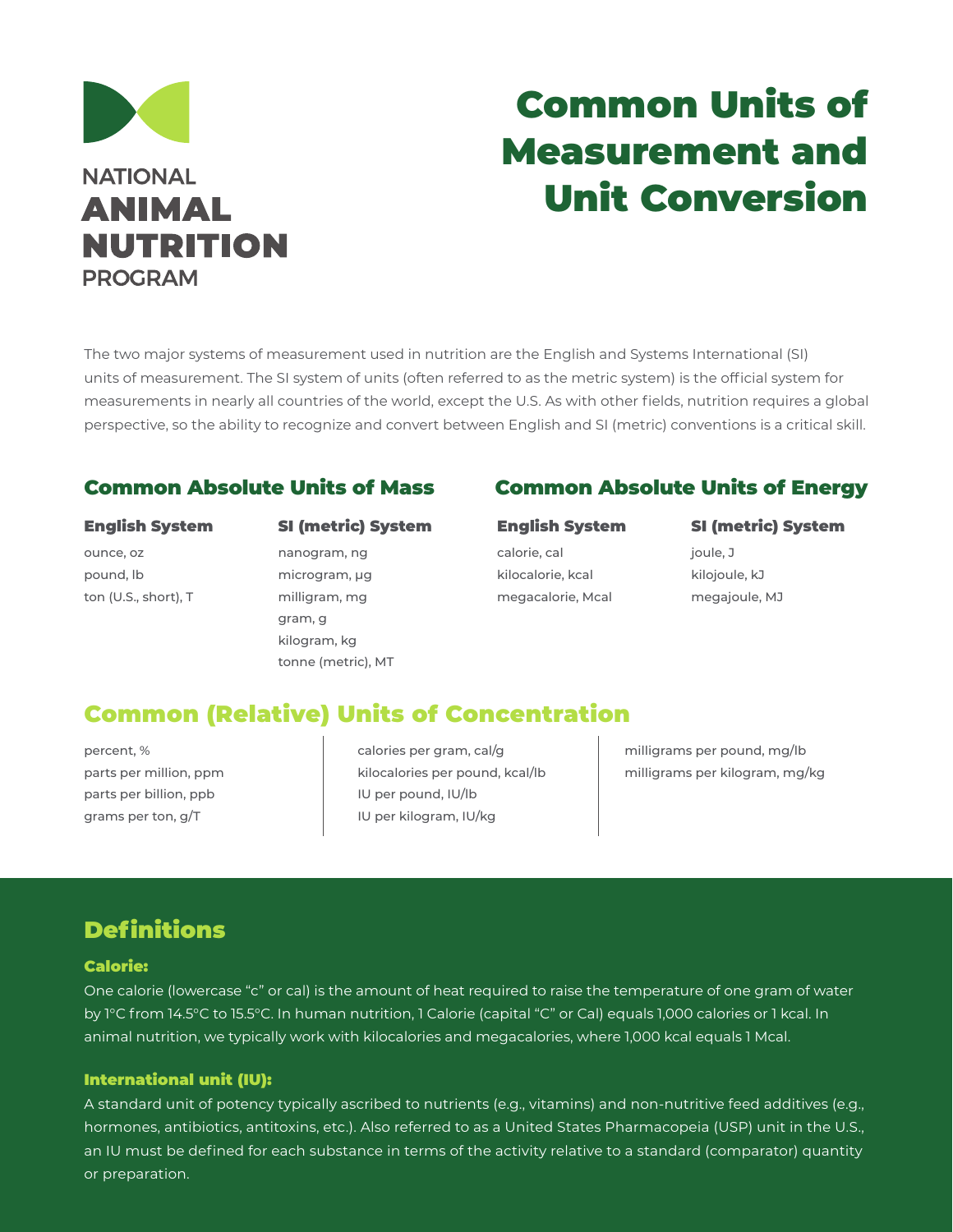NATIONAL
**ANIMAL NUTRITION**
PROGRAM

# Common Units of Measurement and Unit Conversion

The two major systems of measurement used in nutrition are the English and Systems International (SI) units of measurement. The SI system of units (often referred to as the metric system) is the official system for measurements in nearly all countries of the world, except the U.S. As with other fields, nutrition requires a global perspective, so the ability to recognize and convert between English and SI (metric) conventions is a critical skill.

## Common Absolute Units of Mass

### English System

ounce, oz
pound, lb
ton (U.S., short), T

### SI (metric) System

nanogram, ng
microgram, µg
milligram, mg
gram, g
kilogram, kg
tonne (metric), MT

## Common Absolute Units of Energy

### English System

calorie, cal
kilocalorie, kcal
megacalorie, Mcal

### SI (metric) System

joule, J
kilojoule, kJ
megajoule, MJ

## Common (Relative) Units of Concentration

percent, %
parts per million, ppm
parts per billion, ppb
grams per ton, g/T

calories per gram, cal/g
kilocalories per pound, kcal/lb
IU per pound, IU/lb
IU per kilogram, IU/kg

milligrams per pound, mg/lb
milligrams per kilogram, mg/kg

## Definitions

### Calorie:

One calorie (lowercase "c" or cal) is the amount of heat required to raise the temperature of one gram of water by 1°C from 14.5°C to 15.5°C. In human nutrition, 1 Calorie (capital "C" or Cal) equals 1,000 calories or 1 kcal. In animal nutrition, we typically work with kilocalories and megacalories, where 1,000 kcal equals 1 Mcal.

### International unit (IU):

A standard unit of potency typically ascribed to nutrients (e.g., vitamins) and non-nutritive feed additives (e.g., hormones, antibiotics, antitoxins, etc.). Also referred to as a United States Pharmacopeia (USP) unit in the U.S., an IU must be defined for each substance in terms of the activity relative to a standard (comparator) quantity or preparation.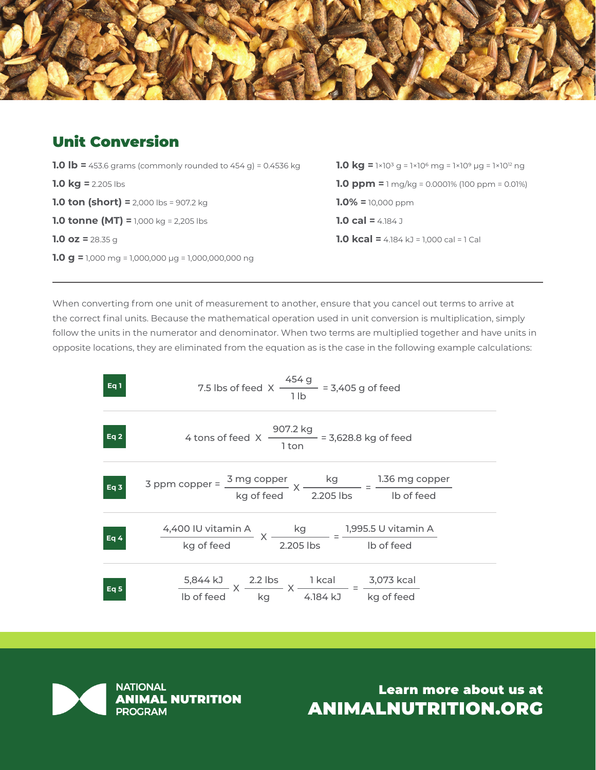## Unit Conversion

**1.0 lb =** 453.6 grams (commonly rounded to 454 g) = 0.4536 kg

**1.0 kg =** 2.205 lbs

**1.0 ton (short) =** 2,000 lbs = 907.2 kg

**1.0 tonne (MT) =** 1,000 kg = 2,205 lbs

**1.0 oz =** 28.35 g

**1.0 g =** 1,000 mg = 1,000,000 µg = 1,000,000,000 ng

**1.0 kg =** $1\times10^3$ g = $1\times10^6$ mg = $1\times10^9$ µg = $1\times10^{12}$ ng

**1.0 ppm =** 1 mg/kg = 0.0001% (100 ppm = 0.01%)

**1.0% =** 10,000 ppm

**1.0 cal =** 4.184 J

**1.0 kcal =** 4.184 kJ = 1,000 cal = 1 Cal

---

When converting from one unit of measurement to another, ensure that you cancel out terms to arrive at the correct final units. Because the mathematical operation used in unit conversion is multiplication, simply follow the units in the numerator and denominator. When two terms are multiplied together and have units in opposite locations, they are eliminated from the equation as is the case in the following example calculations:

**Eq 1**

$$7.5 \text{ lbs of feed} \times \frac{454 \text{ g}}{1 \text{ lb}} = 3{,}405 \text{ g of feed}$$

**Eq 2**

$$4 \text{ tons of feed} \times \frac{907.2 \text{ kg}}{1 \text{ ton}} = 3{,}628.8 \text{ kg of feed}$$

**Eq 3**

$$3 \text{ ppm copper} = \frac{3 \text{ mg copper}}{\text{kg of feed}} \times \frac{\text{kg}}{2.205 \text{ lbs}} = \frac{1.36 \text{ mg copper}}{\text{lb of feed}}$$

**Eq 4**

$$\frac{4{,}400 \text{ IU vitamin A}}{\text{kg of feed}} \times \frac{\text{kg}}{2.205 \text{ lbs}} = \frac{1{,}995.5 \text{ U vitamin A}}{\text{lb of feed}}$$

**Eq 5**

$$\frac{5{,}844 \text{ kJ}}{\text{lb of feed}} \times \frac{2.2 \text{ lbs}}{\text{kg}} \times \frac{1 \text{ kcal}}{4.184 \text{ kJ}} = \frac{3{,}073 \text{ kcal}}{\text{kg of feed}}$$

NATIONAL **ANIMAL NUTRITION** PROGRAM

**Learn more about us at ANIMALNUTRITION.ORG**